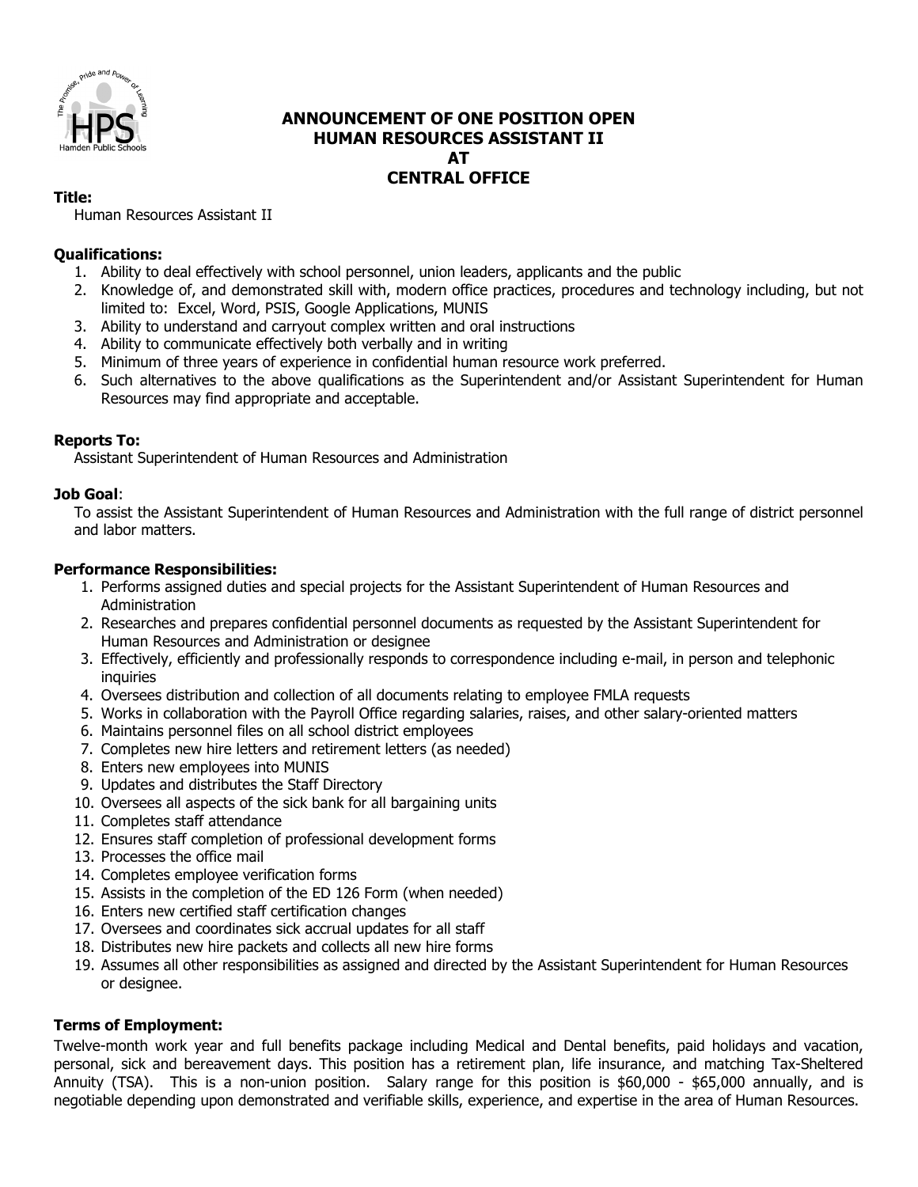# ANNOUNCEMENT OF ONE POSITION OPEN
# HUMAN RESOURCES ASSISTANT II
# AT
# CENTRAL OFFICE

**Title:**

Human Resources Assistant II

**Qualifications:**

1. Ability to deal effectively with school personnel, union leaders, applicants and the public
2. Knowledge of, and demonstrated skill with, modern office practices, procedures and technology including, but not limited to: Excel, Word, PSIS, Google Applications, MUNIS
3. Ability to understand and carryout complex written and oral instructions
4. Ability to communicate effectively both verbally and in writing
5. Minimum of three years of experience in confidential human resource work preferred.
6. Such alternatives to the above qualifications as the Superintendent and/or Assistant Superintendent for Human Resources may find appropriate and acceptable.

**Reports To:**

Assistant Superintendent of Human Resources and Administration

**Job Goal**:

To assist the Assistant Superintendent of Human Resources and Administration with the full range of district personnel and labor matters.

**Performance Responsibilities:**

1. Performs assigned duties and special projects for the Assistant Superintendent of Human Resources and Administration
2. Researches and prepares confidential personnel documents as requested by the Assistant Superintendent for Human Resources and Administration or designee
3. Effectively, efficiently and professionally responds to correspondence including e-mail, in person and telephonic inquiries
4. Oversees distribution and collection of all documents relating to employee FMLA requests
5. Works in collaboration with the Payroll Office regarding salaries, raises, and other salary-oriented matters
6. Maintains personnel files on all school district employees
7. Completes new hire letters and retirement letters (as needed)
8. Enters new employees into MUNIS
9. Updates and distributes the Staff Directory
10. Oversees all aspects of the sick bank for all bargaining units
11. Completes staff attendance
12. Ensures staff completion of professional development forms
13. Processes the office mail
14. Completes employee verification forms
15. Assists in the completion of the ED 126 Form (when needed)
16. Enters new certified staff certification changes
17. Oversees and coordinates sick accrual updates for all staff
18. Distributes new hire packets and collects all new hire forms
19. Assumes all other responsibilities as assigned and directed by the Assistant Superintendent for Human Resources or designee.

**Terms of Employment:**

Twelve-month work year and full benefits package including Medical and Dental benefits, paid holidays and vacation, personal, sick and bereavement days. This position has a retirement plan, life insurance, and matching Tax-Sheltered Annuity (TSA). This is a non-union position. Salary range for this position is $60,000 - $65,000 annually, and is negotiable depending upon demonstrated and verifiable skills, experience, and expertise in the area of Human Resources.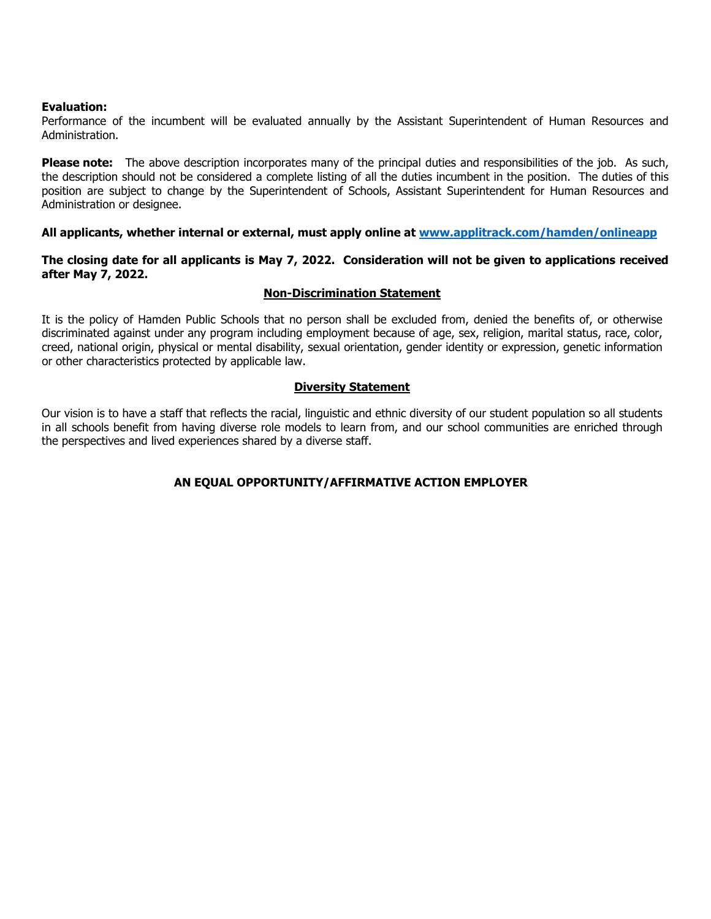**Evaluation:**
Performance of the incumbent will be evaluated annually by the Assistant Superintendent of Human Resources and Administration.

**Please note:** The above description incorporates many of the principal duties and responsibilities of the job. As such, the description should not be considered a complete listing of all the duties incumbent in the position. The duties of this position are subject to change by the Superintendent of Schools, Assistant Superintendent for Human Resources and Administration or designee.

**All applicants, whether internal or external, must apply online at [www.applitrack.com/hamden/onlineapp](www.applitrack.com/hamden/onlineapp)**

**The closing date for all applicants is May 7, 2022. Consideration will not be given to applications received after May 7, 2022.**

## Non-Discrimination Statement

It is the policy of Hamden Public Schools that no person shall be excluded from, denied the benefits of, or otherwise discriminated against under any program including employment because of age, sex, religion, marital status, race, color, creed, national origin, physical or mental disability, sexual orientation, gender identity or expression, genetic information or other characteristics protected by applicable law.

## Diversity Statement

Our vision is to have a staff that reflects the racial, linguistic and ethnic diversity of our student population so all students in all schools benefit from having diverse role models to learn from, and our school communities are enriched through the perspectives and lived experiences shared by a diverse staff.

**AN EQUAL OPPORTUNITY/AFFIRMATIVE ACTION EMPLOYER**